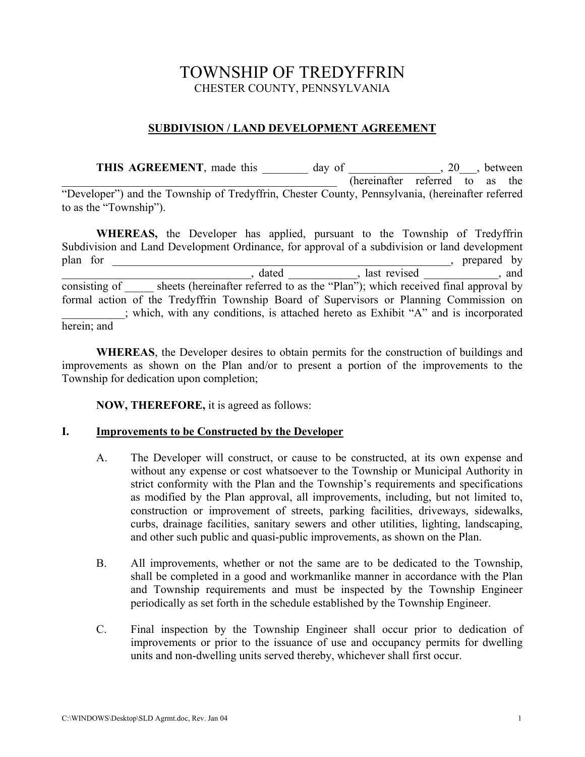# TOWNSHIP OF TREDYFFRIN

CHESTER COUNTY, PENNSYLVANIA

## SUBDIVISION / LAND DEVELOPMENT AGREEMENT

**THIS AGREEMENT**, made this ________ day of ________________, 20___, between ________________________________________________ (hereinafter referred to as the "Developer") and the Township of Tredyffrin, Chester County, Pennsylvania, (hereinafter referred to as the "Township").

**WHEREAS,** the Developer has applied, pursuant to the Township of Tredyffrin Subdivision and Land Development Ordinance, for approval of a subdivision or land development plan for ___________________________________________________________, prepared by _________________________________, dated ___________, last revised _____________, and consisting of _____ sheets (hereinafter referred to as the "Plan"); which received final approval by formal action of the Tredyffrin Township Board of Supervisors or Planning Commission on ___________; which, with any conditions, is attached hereto as Exhibit "A" and is incorporated herein; and

**WHEREAS**, the Developer desires to obtain permits for the construction of buildings and improvements as shown on the Plan and/or to present a portion of the improvements to the Township for dedication upon completion;

**NOW, THEREFORE,** it is agreed as follows:

## I. Improvements to be Constructed by the Developer

A. The Developer will construct, or cause to be constructed, at its own expense and without any expense or cost whatsoever to the Township or Municipal Authority in strict conformity with the Plan and the Township's requirements and specifications as modified by the Plan approval, all improvements, including, but not limited to, construction or improvement of streets, parking facilities, driveways, sidewalks, curbs, drainage facilities, sanitary sewers and other utilities, lighting, landscaping, and other such public and quasi-public improvements, as shown on the Plan.

B. All improvements, whether or not the same are to be dedicated to the Township, shall be completed in a good and workmanlike manner in accordance with the Plan and Township requirements and must be inspected by the Township Engineer periodically as set forth in the schedule established by the Township Engineer.

C. Final inspection by the Township Engineer shall occur prior to dedication of improvements or prior to the issuance of use and occupancy permits for dwelling units and non-dwelling units served thereby, whichever shall first occur.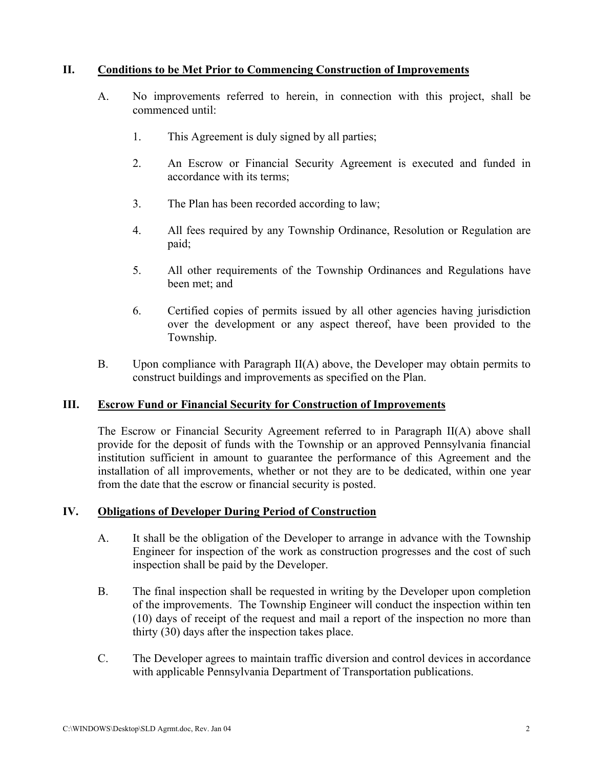## II. Conditions to be Met Prior to Commencing Construction of Improvements

A. No improvements referred to herein, in connection with this project, shall be commenced until:

1. This Agreement is duly signed by all parties;

2. An Escrow or Financial Security Agreement is executed and funded in accordance with its terms;

3. The Plan has been recorded according to law;

4. All fees required by any Township Ordinance, Resolution or Regulation are paid;

5. All other requirements of the Township Ordinances and Regulations have been met; and

6. Certified copies of permits issued by all other agencies having jurisdiction over the development or any aspect thereof, have been provided to the Township.

B. Upon compliance with Paragraph II(A) above, the Developer may obtain permits to construct buildings and improvements as specified on the Plan.

## III. Escrow Fund or Financial Security for Construction of Improvements

The Escrow or Financial Security Agreement referred to in Paragraph II(A) above shall provide for the deposit of funds with the Township or an approved Pennsylvania financial institution sufficient in amount to guarantee the performance of this Agreement and the installation of all improvements, whether or not they are to be dedicated, within one year from the date that the escrow or financial security is posted.

## IV. Obligations of Developer During Period of Construction

A. It shall be the obligation of the Developer to arrange in advance with the Township Engineer for inspection of the work as construction progresses and the cost of such inspection shall be paid by the Developer.

B. The final inspection shall be requested in writing by the Developer upon completion of the improvements. The Township Engineer will conduct the inspection within ten (10) days of receipt of the request and mail a report of the inspection no more than thirty (30) days after the inspection takes place.

C. The Developer agrees to maintain traffic diversion and control devices in accordance with applicable Pennsylvania Department of Transportation publications.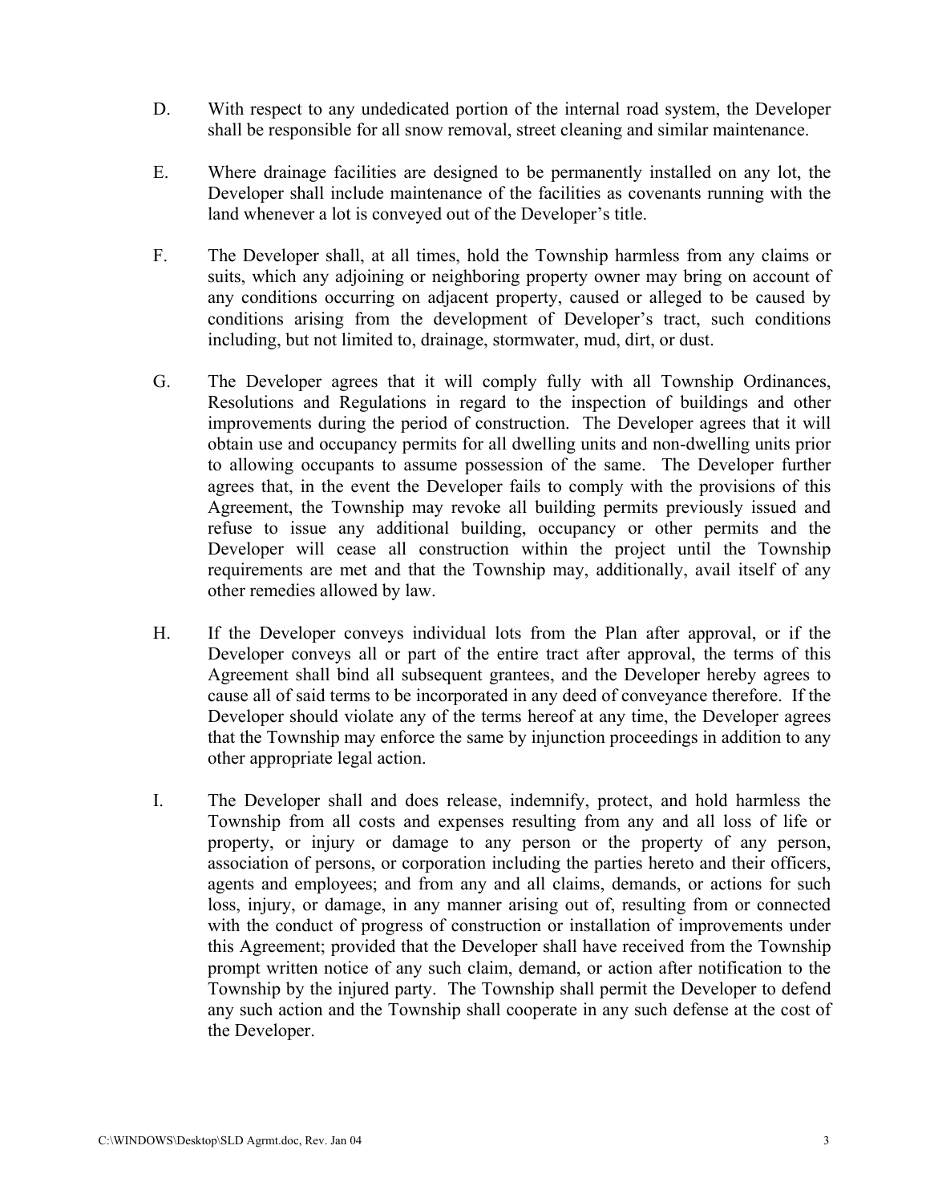D. With respect to any undedicated portion of the internal road system, the Developer shall be responsible for all snow removal, street cleaning and similar maintenance.

E. Where drainage facilities are designed to be permanently installed on any lot, the Developer shall include maintenance of the facilities as covenants running with the land whenever a lot is conveyed out of the Developer's title.

F. The Developer shall, at all times, hold the Township harmless from any claims or suits, which any adjoining or neighboring property owner may bring on account of any conditions occurring on adjacent property, caused or alleged to be caused by conditions arising from the development of Developer's tract, such conditions including, but not limited to, drainage, stormwater, mud, dirt, or dust.

G. The Developer agrees that it will comply fully with all Township Ordinances, Resolutions and Regulations in regard to the inspection of buildings and other improvements during the period of construction. The Developer agrees that it will obtain use and occupancy permits for all dwelling units and non-dwelling units prior to allowing occupants to assume possession of the same. The Developer further agrees that, in the event the Developer fails to comply with the provisions of this Agreement, the Township may revoke all building permits previously issued and refuse to issue any additional building, occupancy or other permits and the Developer will cease all construction within the project until the Township requirements are met and that the Township may, additionally, avail itself of any other remedies allowed by law.

H. If the Developer conveys individual lots from the Plan after approval, or if the Developer conveys all or part of the entire tract after approval, the terms of this Agreement shall bind all subsequent grantees, and the Developer hereby agrees to cause all of said terms to be incorporated in any deed of conveyance therefore. If the Developer should violate any of the terms hereof at any time, the Developer agrees that the Township may enforce the same by injunction proceedings in addition to any other appropriate legal action.

I. The Developer shall and does release, indemnify, protect, and hold harmless the Township from all costs and expenses resulting from any and all loss of life or property, or injury or damage to any person or the property of any person, association of persons, or corporation including the parties hereto and their officers, agents and employees; and from any and all claims, demands, or actions for such loss, injury, or damage, in any manner arising out of, resulting from or connected with the conduct of progress of construction or installation of improvements under this Agreement; provided that the Developer shall have received from the Township prompt written notice of any such claim, demand, or action after notification to the Township by the injured party. The Township shall permit the Developer to defend any such action and the Township shall cooperate in any such defense at the cost of the Developer.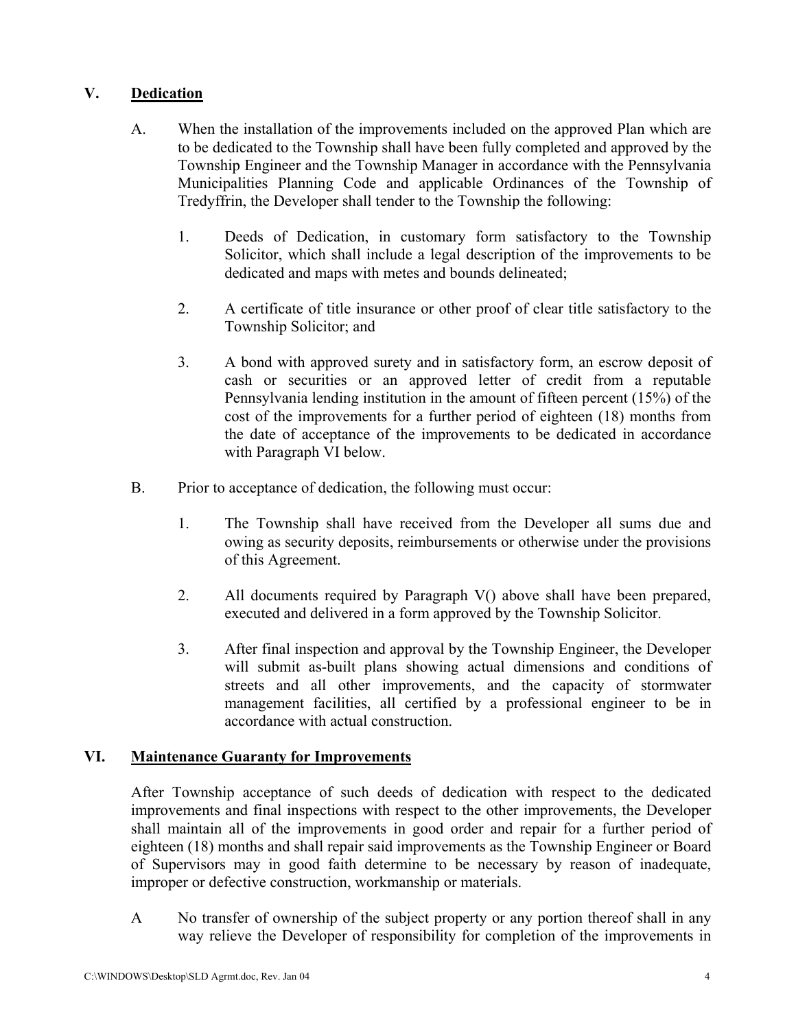## V. Dedication

A. When the installation of the improvements included on the approved Plan which are to be dedicated to the Township shall have been fully completed and approved by the Township Engineer and the Township Manager in accordance with the Pennsylvania Municipalities Planning Code and applicable Ordinances of the Township of Tredyffrin, the Developer shall tender to the Township the following:

1. Deeds of Dedication, in customary form satisfactory to the Township Solicitor, which shall include a legal description of the improvements to be dedicated and maps with metes and bounds delineated;

2. A certificate of title insurance or other proof of clear title satisfactory to the Township Solicitor; and

3. A bond with approved surety and in satisfactory form, an escrow deposit of cash or securities or an approved letter of credit from a reputable Pennsylvania lending institution in the amount of fifteen percent (15%) of the cost of the improvements for a further period of eighteen (18) months from the date of acceptance of the improvements to be dedicated in accordance with Paragraph VI below.

B. Prior to acceptance of dedication, the following must occur:

1. The Township shall have received from the Developer all sums due and owing as security deposits, reimbursements or otherwise under the provisions of this Agreement.

2. All documents required by Paragraph V() above shall have been prepared, executed and delivered in a form approved by the Township Solicitor.

3. After final inspection and approval by the Township Engineer, the Developer will submit as-built plans showing actual dimensions and conditions of streets and all other improvements, and the capacity of stormwater management facilities, all certified by a professional engineer to be in accordance with actual construction.

## VI. Maintenance Guaranty for Improvements

After Township acceptance of such deeds of dedication with respect to the dedicated improvements and final inspections with respect to the other improvements, the Developer shall maintain all of the improvements in good order and repair for a further period of eighteen (18) months and shall repair said improvements as the Township Engineer or Board of Supervisors may in good faith determine to be necessary by reason of inadequate, improper or defective construction, workmanship or materials.

A No transfer of ownership of the subject property or any portion thereof shall in any way relieve the Developer of responsibility for completion of the improvements in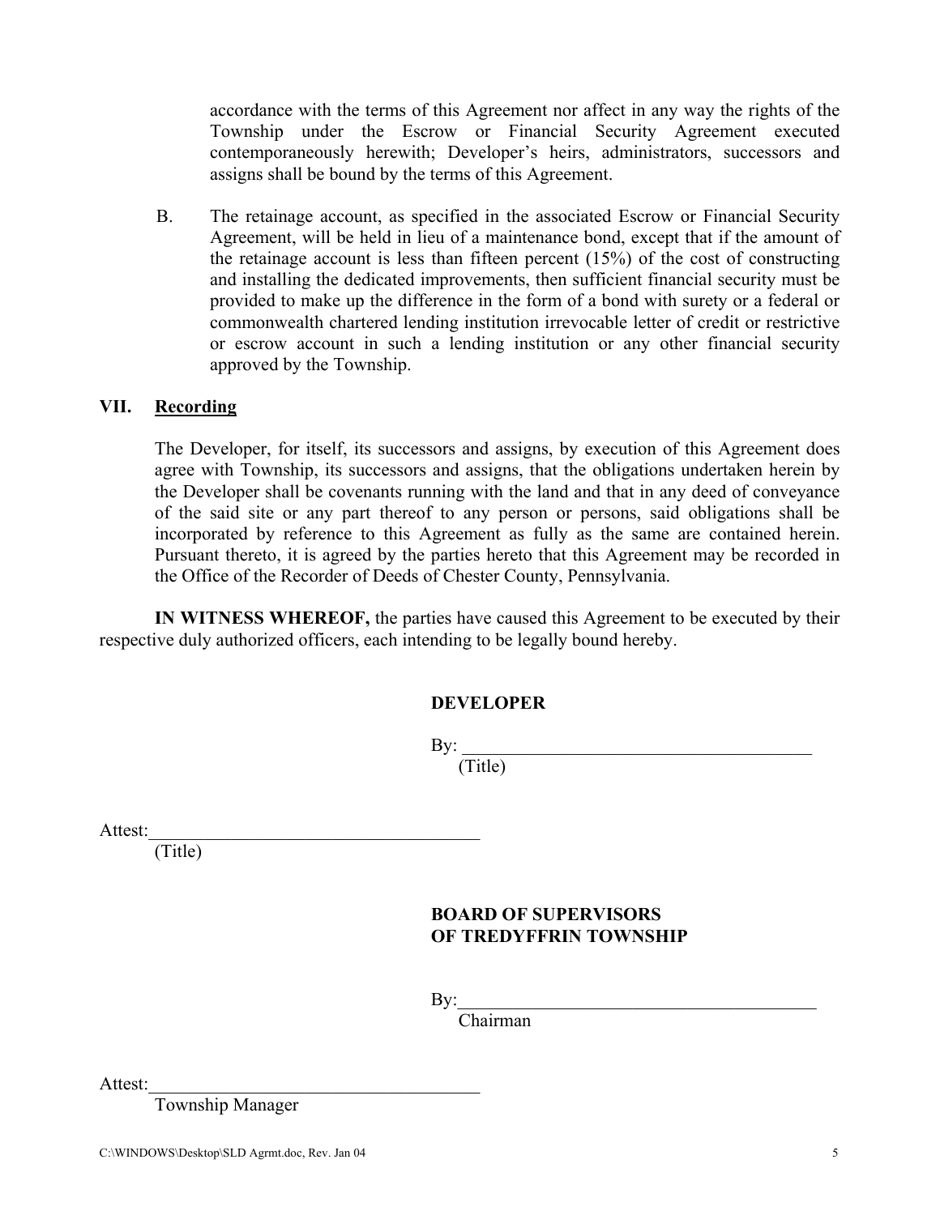accordance with the terms of this Agreement nor affect in any way the rights of the Township under the Escrow or Financial Security Agreement executed contemporaneously herewith; Developer's heirs, administrators, successors and assigns shall be bound by the terms of this Agreement.

B. The retainage account, as specified in the associated Escrow or Financial Security Agreement, will be held in lieu of a maintenance bond, except that if the amount of the retainage account is less than fifteen percent (15%) of the cost of constructing and installing the dedicated improvements, then sufficient financial security must be provided to make up the difference in the form of a bond with surety or a federal or commonwealth chartered lending institution irrevocable letter of credit or restrictive or escrow account in such a lending institution or any other financial security approved by the Township.

## VII. Recording

The Developer, for itself, its successors and assigns, by execution of this Agreement does agree with Township, its successors and assigns, that the obligations undertaken herein by the Developer shall be covenants running with the land and that in any deed of conveyance of the said site or any part thereof to any person or persons, said obligations shall be incorporated by reference to this Agreement as fully as the same are contained herein. Pursuant thereto, it is agreed by the parties hereto that this Agreement may be recorded in the Office of the Recorder of Deeds of Chester County, Pennsylvania.

**IN WITNESS WHEREOF,** the parties have caused this Agreement to be executed by their respective duly authorized officers, each intending to be legally bound hereby.

**DEVELOPER**

By: _______________________________________
(Title)

Attest: ___________________________________
(Title)

**BOARD OF SUPERVISORS**
**OF TREDYFFRIN TOWNSHIP**

By: _______________________________________
Chairman

Attest: ___________________________________
Township Manager

C:\WINDOWS\Desktop\SLD Agrmt.doc, Rev. Jan 04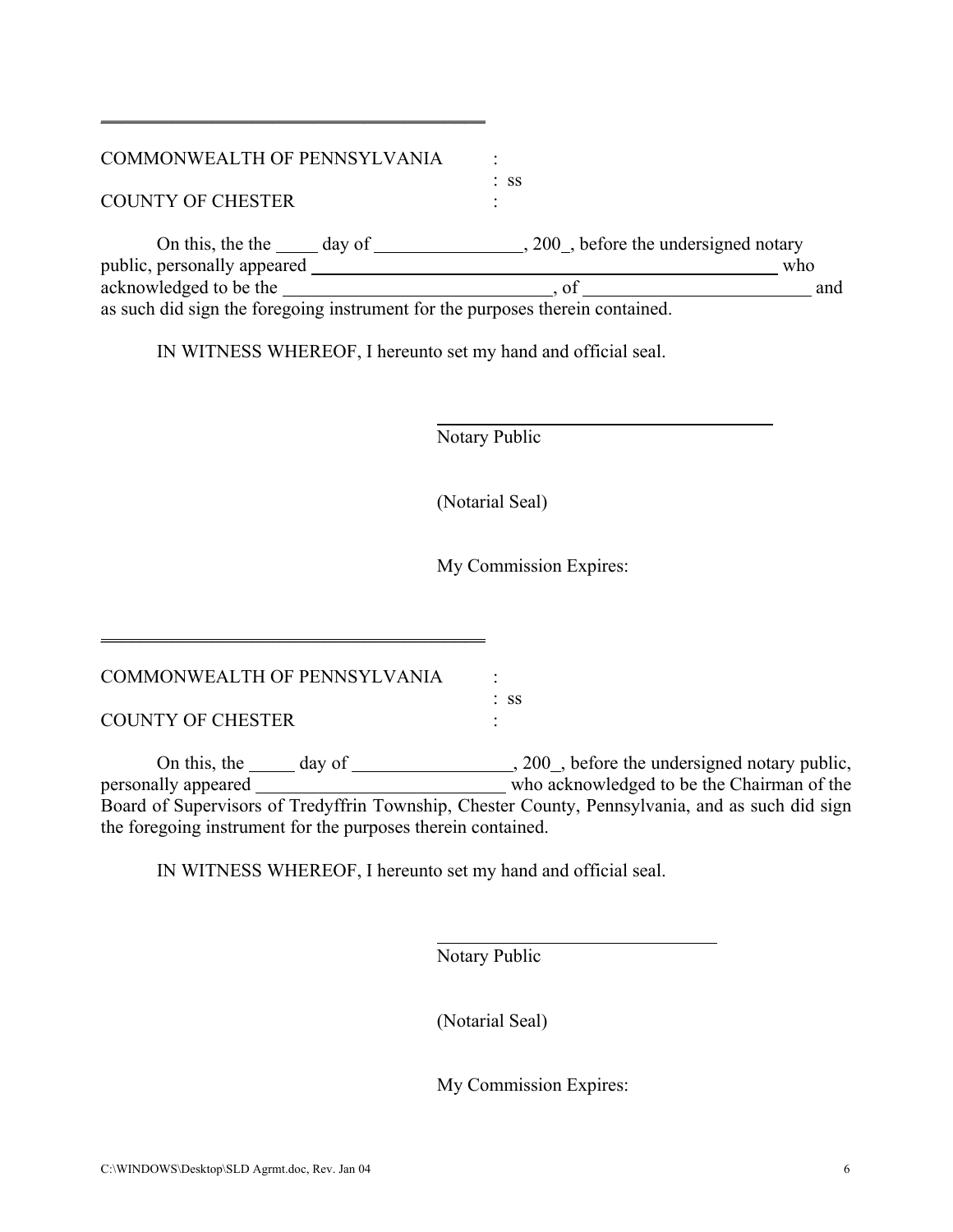\_\_\_\_\_\_\_\_\_\_\_\_\_\_\_\_\_\_\_\_\_\_\_\_\_\_\_\_\_\_\_\_\_\_\_\_\_\_\_\_

COMMONWEALTH OF PENNSYLVANIA :
: ss
COUNTY OF CHESTER :

On this, the the \_\_\_\_\_ day of \_\_\_\_\_\_\_\_\_\_\_\_\_\_\_\_, 200_, before the undersigned notary public, personally appeared \_\_\_\_\_\_\_\_\_\_\_\_\_\_\_\_\_\_\_\_\_\_\_\_\_\_\_\_\_\_\_\_\_\_\_\_\_\_\_\_\_\_\_\_\_\_\_\_\_\_\_\_\_\_\_\_ who acknowledged to be the \_\_\_\_\_\_\_\_\_\_\_\_\_\_\_\_\_\_\_\_\_\_\_\_\_\_\_\_\_\_, of \_\_\_\_\_\_\_\_\_\_\_\_\_\_\_\_\_\_\_\_\_\_\_\_\_\_ and as such did sign the foregoing instrument for the purposes therein contained.

IN WITNESS WHEREOF, I hereunto set my hand and official seal.

\_\_\_\_\_\_\_\_\_\_\_\_\_\_\_\_\_\_\_\_\_\_\_\_\_\_\_\_\_\_\_\_\_\_\_\_\_\_\_\_
Notary Public

(Notarial Seal)

My Commission Expires:

\_\_\_\_\_\_\_\_\_\_\_\_\_\_\_\_\_\_\_\_\_\_\_\_\_\_\_\_\_\_\_\_\_\_\_\_\_\_\_\_

COMMONWEALTH OF PENNSYLVANIA :
: ss
COUNTY OF CHESTER :

On this, the \_\_\_\_\_ day of \_\_\_\_\_\_\_\_\_\_\_\_\_\_\_\_\_, 200_, before the undersigned notary public, personally appeared \_\_\_\_\_\_\_\_\_\_\_\_\_\_\_\_\_\_\_\_\_\_\_\_\_\_\_\_ who acknowledged to be the Chairman of the Board of Supervisors of Tredyffrin Township, Chester County, Pennsylvania, and as such did sign the foregoing instrument for the purposes therein contained.

IN WITNESS WHEREOF, I hereunto set my hand and official seal.

\_\_\_\_\_\_\_\_\_\_\_\_\_\_\_\_\_\_\_\_\_\_\_\_\_\_\_\_\_\_\_\_\_\_
Notary Public

(Notarial Seal)

My Commission Expires:

C:\WINDOWS\Desktop\SLD Agrmt.doc, Rev. Jan 04